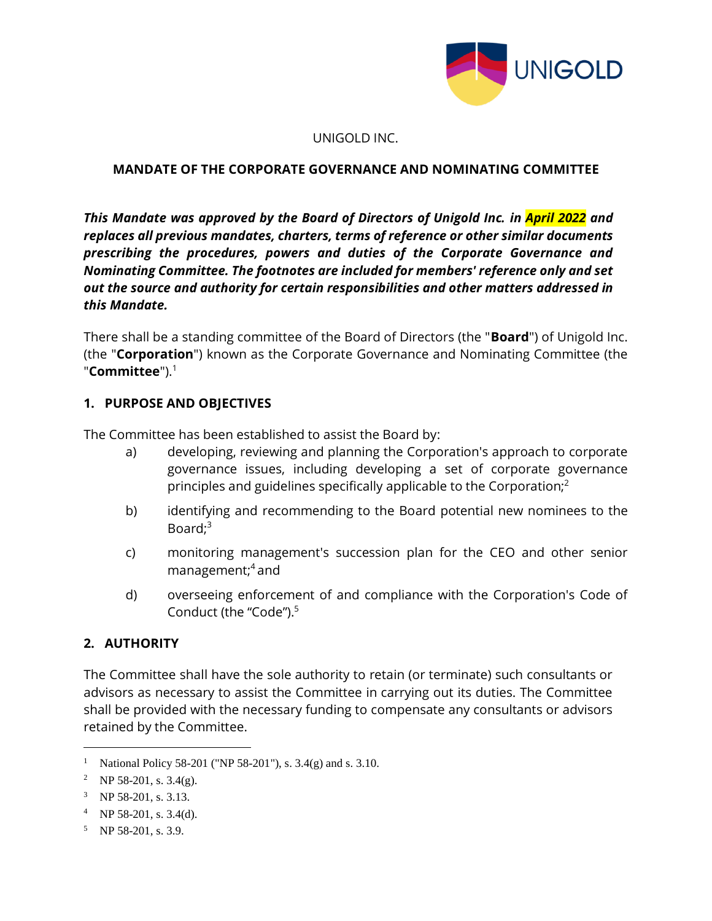UNIGOLD INC.

## MANDATE OF THE CORPORATE GOVERNANCE AND NOMINATING COMMITTEE

***This Mandate was approved by the Board of Directors of Unigold Inc. in April 2022 and replaces all previous mandates, charters, terms of reference or other similar documents prescribing the procedures, powers and duties of the Corporate Governance and Nominating Committee. The footnotes are included for members' reference only and set out the source and authority for certain responsibilities and other matters addressed in this Mandate.***

There shall be a standing committee of the Board of Directors (the "**Board**") of Unigold Inc. (the "**Corporation**") known as the Corporate Governance and Nominating Committee (the "**Committee**").[1]

### 1. PURPOSE AND OBJECTIVES

The Committee has been established to assist the Board by:

a) developing, reviewing and planning the Corporation's approach to corporate governance issues, including developing a set of corporate governance principles and guidelines specifically applicable to the Corporation;[2]

b) identifying and recommending to the Board potential new nominees to the Board;[3]

c) monitoring management's succession plan for the CEO and other senior management;[4] and

d) overseeing enforcement of and compliance with the Corporation's Code of Conduct (the "Code").[5]

### 2. AUTHORITY

The Committee shall have the sole authority to retain (or terminate) such consultants or advisors as necessary to assist the Committee in carrying out its duties. The Committee shall be provided with the necessary funding to compensate any consultants or advisors retained by the Committee.

---

[1] National Policy 58-201 ("NP 58-201"), s. 3.4(g) and s. 3.10.

[2] NP 58-201, s. 3.4(g).

[3] NP 58-201, s. 3.13.

[4] NP 58-201, s. 3.4(d).

[5] NP 58-201, s. 3.9.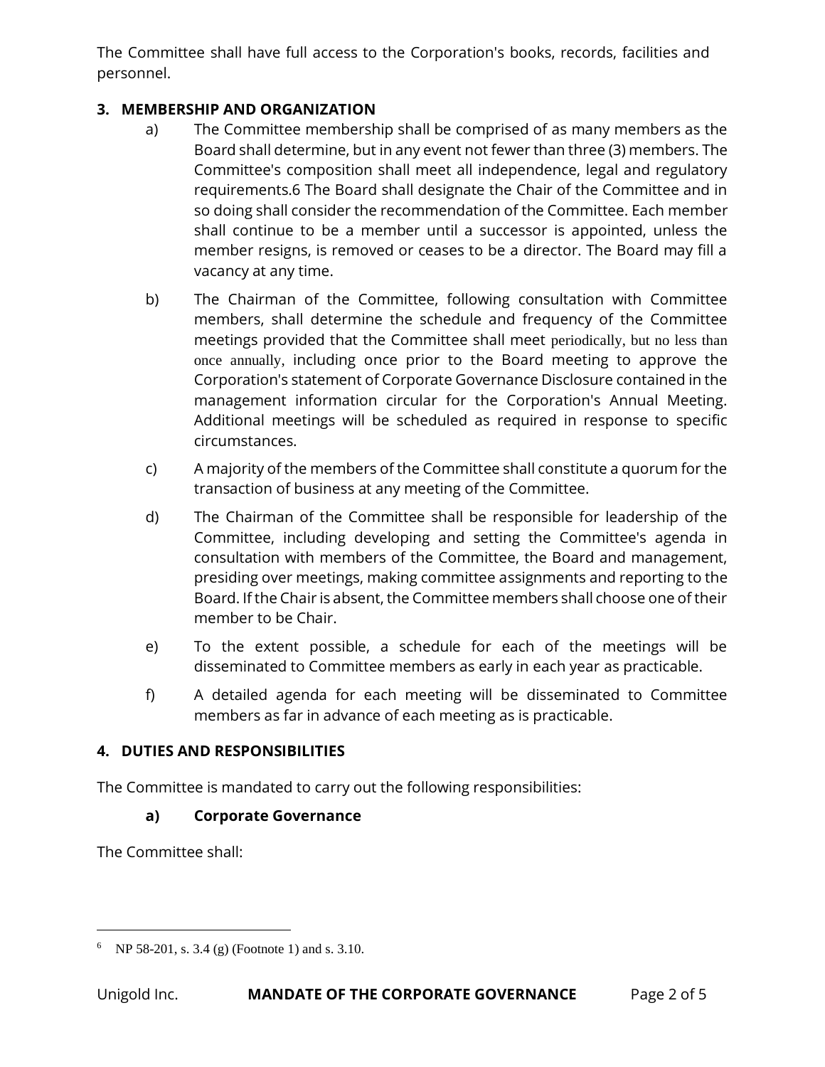The Committee shall have full access to the Corporation's books, records, facilities and personnel.

### 3. MEMBERSHIP AND ORGANIZATION

a) The Committee membership shall be comprised of as many members as the Board shall determine, but in any event not fewer than three (3) members. The Committee's composition shall meet all independence, legal and regulatory requirements.[6] The Board shall designate the Chair of the Committee and in so doing shall consider the recommendation of the Committee. Each member shall continue to be a member until a successor is appointed, unless the member resigns, is removed or ceases to be a director. The Board may fill a vacancy at any time.

b) The Chairman of the Committee, following consultation with Committee members, shall determine the schedule and frequency of the Committee meetings provided that the Committee shall meet periodically, but no less than once annually, including once prior to the Board meeting to approve the Corporation's statement of Corporate Governance Disclosure contained in the management information circular for the Corporation's Annual Meeting. Additional meetings will be scheduled as required in response to specific circumstances.

c) A majority of the members of the Committee shall constitute a quorum for the transaction of business at any meeting of the Committee.

d) The Chairman of the Committee shall be responsible for leadership of the Committee, including developing and setting the Committee's agenda in consultation with members of the Committee, the Board and management, presiding over meetings, making committee assignments and reporting to the Board. If the Chair is absent, the Committee members shall choose one of their member to be Chair.

e) To the extent possible, a schedule for each of the meetings will be disseminated to Committee members as early in each year as practicable.

f) A detailed agenda for each meeting will be disseminated to Committee members as far in advance of each meeting as is practicable.

### 4. DUTIES AND RESPONSIBILITIES

The Committee is mandated to carry out the following responsibilities:

**a) Corporate Governance**

The Committee shall:

---

[6] NP 58-201, s. 3.4 (g) (Footnote 1) and s. 3.10.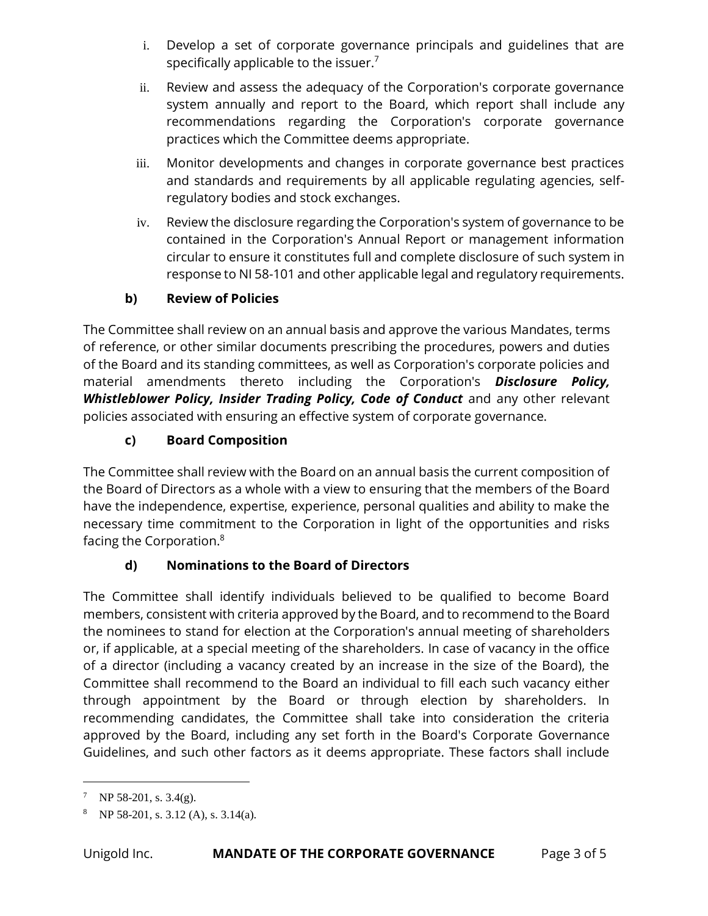i. Develop a set of corporate governance principals and guidelines that are specifically applicable to the issuer.[7]

ii. Review and assess the adequacy of the Corporation's corporate governance system annually and report to the Board, which report shall include any recommendations regarding the Corporation's corporate governance practices which the Committee deems appropriate.

iii. Monitor developments and changes in corporate governance best practices and standards and requirements by all applicable regulating agencies, self-regulatory bodies and stock exchanges.

iv. Review the disclosure regarding the Corporation's system of governance to be contained in the Corporation's Annual Report or management information circular to ensure it constitutes full and complete disclosure of such system in response to NI 58-101 and other applicable legal and regulatory requirements.

**b) Review of Policies**

The Committee shall review on an annual basis and approve the various Mandates, terms of reference, or other similar documents prescribing the procedures, powers and duties of the Board and its standing committees, as well as Corporation's corporate policies and material amendments thereto including the Corporation's ***Disclosure Policy, Whistleblower Policy, Insider Trading Policy, Code of Conduct*** and any other relevant policies associated with ensuring an effective system of corporate governance.

**c) Board Composition**

The Committee shall review with the Board on an annual basis the current composition of the Board of Directors as a whole with a view to ensuring that the members of the Board have the independence, expertise, experience, personal qualities and ability to make the necessary time commitment to the Corporation in light of the opportunities and risks facing the Corporation.[8]

**d) Nominations to the Board of Directors**

The Committee shall identify individuals believed to be qualified to become Board members, consistent with criteria approved by the Board, and to recommend to the Board the nominees to stand for election at the Corporation's annual meeting of shareholders or, if applicable, at a special meeting of the shareholders. In case of vacancy in the office of a director (including a vacancy created by an increase in the size of the Board), the Committee shall recommend to the Board an individual to fill each such vacancy either through appointment by the Board or through election by shareholders. In recommending candidates, the Committee shall take into consideration the criteria approved by the Board, including any set forth in the Board's Corporate Governance Guidelines, and such other factors as it deems appropriate. These factors shall include

---

[7] NP 58-201, s. 3.4(g).

[8] NP 58-201, s. 3.12 (A), s. 3.14(a).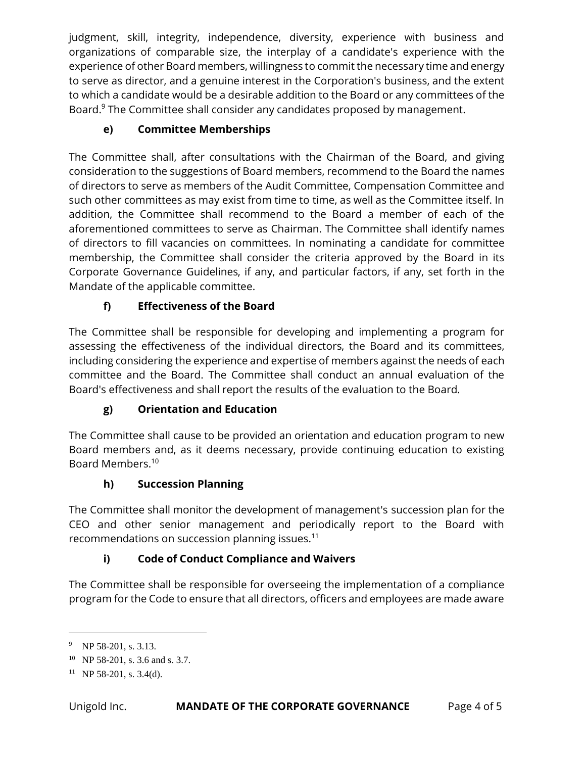judgment, skill, integrity, independence, diversity, experience with business and organizations of comparable size, the interplay of a candidate's experience with the experience of other Board members, willingness to commit the necessary time and energy to serve as director, and a genuine interest in the Corporation's business, and the extent to which a candidate would be a desirable addition to the Board or any committees of the Board.[9] The Committee shall consider any candidates proposed by management.

**e) Committee Memberships**

The Committee shall, after consultations with the Chairman of the Board, and giving consideration to the suggestions of Board members, recommend to the Board the names of directors to serve as members of the Audit Committee, Compensation Committee and such other committees as may exist from time to time, as well as the Committee itself. In addition, the Committee shall recommend to the Board a member of each of the aforementioned committees to serve as Chairman. The Committee shall identify names of directors to fill vacancies on committees. In nominating a candidate for committee membership, the Committee shall consider the criteria approved by the Board in its Corporate Governance Guidelines, if any, and particular factors, if any, set forth in the Mandate of the applicable committee.

**f) Effectiveness of the Board**

The Committee shall be responsible for developing and implementing a program for assessing the effectiveness of the individual directors, the Board and its committees, including considering the experience and expertise of members against the needs of each committee and the Board. The Committee shall conduct an annual evaluation of the Board's effectiveness and shall report the results of the evaluation to the Board.

**g) Orientation and Education**

The Committee shall cause to be provided an orientation and education program to new Board members and, as it deems necessary, provide continuing education to existing Board Members.[10]

**h) Succession Planning**

The Committee shall monitor the development of management's succession plan for the CEO and other senior management and periodically report to the Board with recommendations on succession planning issues.[11]

**i) Code of Conduct Compliance and Waivers**

The Committee shall be responsible for overseeing the implementation of a compliance program for the Code to ensure that all directors, officers and employees are made aware

---

[9] NP 58-201, s. 3.13.

[10] NP 58-201, s. 3.6 and s. 3.7.

[11] NP 58-201, s. 3.4(d).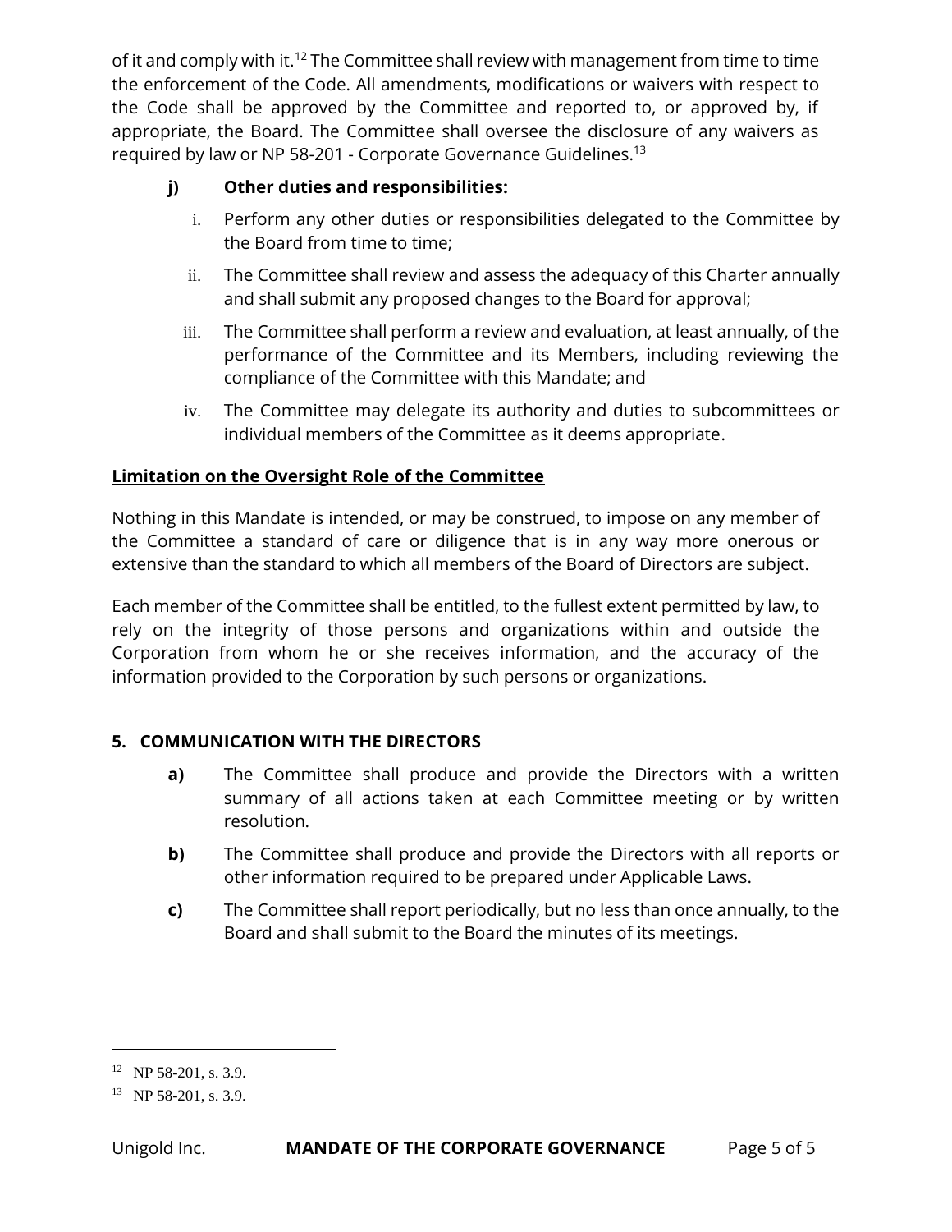of it and comply with it.[12] The Committee shall review with management from time to time the enforcement of the Code. All amendments, modifications or waivers with respect to the Code shall be approved by the Committee and reported to, or approved by, if appropriate, the Board. The Committee shall oversee the disclosure of any waivers as required by law or NP 58-201 - Corporate Governance Guidelines.[13]

**j) Other duties and responsibilities:**

i. Perform any other duties or responsibilities delegated to the Committee by the Board from time to time;

ii. The Committee shall review and assess the adequacy of this Charter annually and shall submit any proposed changes to the Board for approval;

iii. The Committee shall perform a review and evaluation, at least annually, of the performance of the Committee and its Members, including reviewing the compliance of the Committee with this Mandate; and

iv. The Committee may delegate its authority and duties to subcommittees or individual members of the Committee as it deems appropriate.

**Limitation on the Oversight Role of the Committee**

Nothing in this Mandate is intended, or may be construed, to impose on any member of the Committee a standard of care or diligence that is in any way more onerous or extensive than the standard to which all members of the Board of Directors are subject.

Each member of the Committee shall be entitled, to the fullest extent permitted by law, to rely on the integrity of those persons and organizations within and outside the Corporation from whom he or she receives information, and the accuracy of the information provided to the Corporation by such persons or organizations.

## 5. COMMUNICATION WITH THE DIRECTORS

**a)** The Committee shall produce and provide the Directors with a written summary of all actions taken at each Committee meeting or by written resolution.

**b)** The Committee shall produce and provide the Directors with all reports or other information required to be prepared under Applicable Laws.

**c)** The Committee shall report periodically, but no less than once annually, to the Board and shall submit to the Board the minutes of its meetings.

---

[12] NP 58-201, s. 3.9.

[13] NP 58-201, s. 3.9.